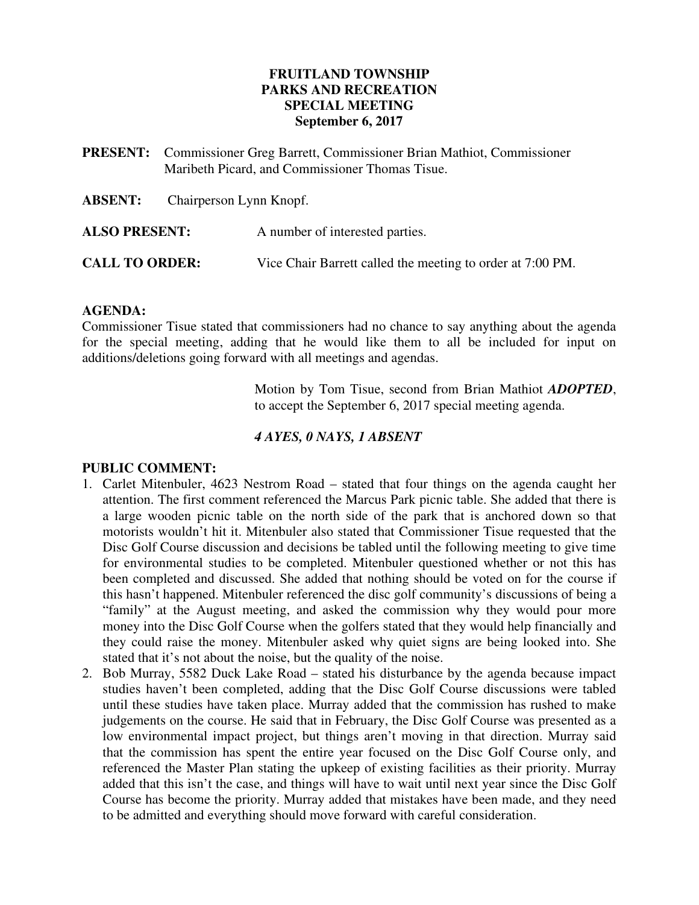**FRUITLAND TOWNSHIP**
**PARKS AND RECREATION**
**SPECIAL MEETING**
**September 6, 2017**

**PRESENT:** Commissioner Greg Barrett, Commissioner Brian Mathiot, Commissioner Maribeth Picard, and Commissioner Thomas Tisue.

**ABSENT:** Chairperson Lynn Knopf.

**ALSO PRESENT:** A number of interested parties.

**CALL TO ORDER:** Vice Chair Barrett called the meeting to order at 7:00 PM.

**AGENDA:**

Commissioner Tisue stated that commissioners had no chance to say anything about the agenda for the special meeting, adding that he would like them to all be included for input on additions/deletions going forward with all meetings and agendas.

> Motion by Tom Tisue, second from Brian Mathiot ***ADOPTED***, to accept the September 6, 2017 special meeting agenda.

***4 AYES, 0 NAYS, 1 ABSENT***

**PUBLIC COMMENT:**

1. Carlet Mitenbuler, 4623 Nestrom Road – stated that four things on the agenda caught her attention. The first comment referenced the Marcus Park picnic table. She added that there is a large wooden picnic table on the north side of the park that is anchored down so that motorists wouldn't hit it. Mitenbuler also stated that Commissioner Tisue requested that the Disc Golf Course discussion and decisions be tabled until the following meeting to give time for environmental studies to be completed. Mitenbuler questioned whether or not this has been completed and discussed. She added that nothing should be voted on for the course if this hasn't happened. Mitenbuler referenced the disc golf community's discussions of being a "family" at the August meeting, and asked the commission why they would pour more money into the Disc Golf Course when the golfers stated that they would help financially and they could raise the money. Mitenbuler asked why quiet signs are being looked into. She stated that it's not about the noise, but the quality of the noise.
2. Bob Murray, 5582 Duck Lake Road – stated his disturbance by the agenda because impact studies haven't been completed, adding that the Disc Golf Course discussions were tabled until these studies have taken place. Murray added that the commission has rushed to make judgements on the course. He said that in February, the Disc Golf Course was presented as a low environmental impact project, but things aren't moving in that direction. Murray said that the commission has spent the entire year focused on the Disc Golf Course only, and referenced the Master Plan stating the upkeep of existing facilities as their priority. Murray added that this isn't the case, and things will have to wait until next year since the Disc Golf Course has become the priority. Murray added that mistakes have been made, and they need to be admitted and everything should move forward with careful consideration.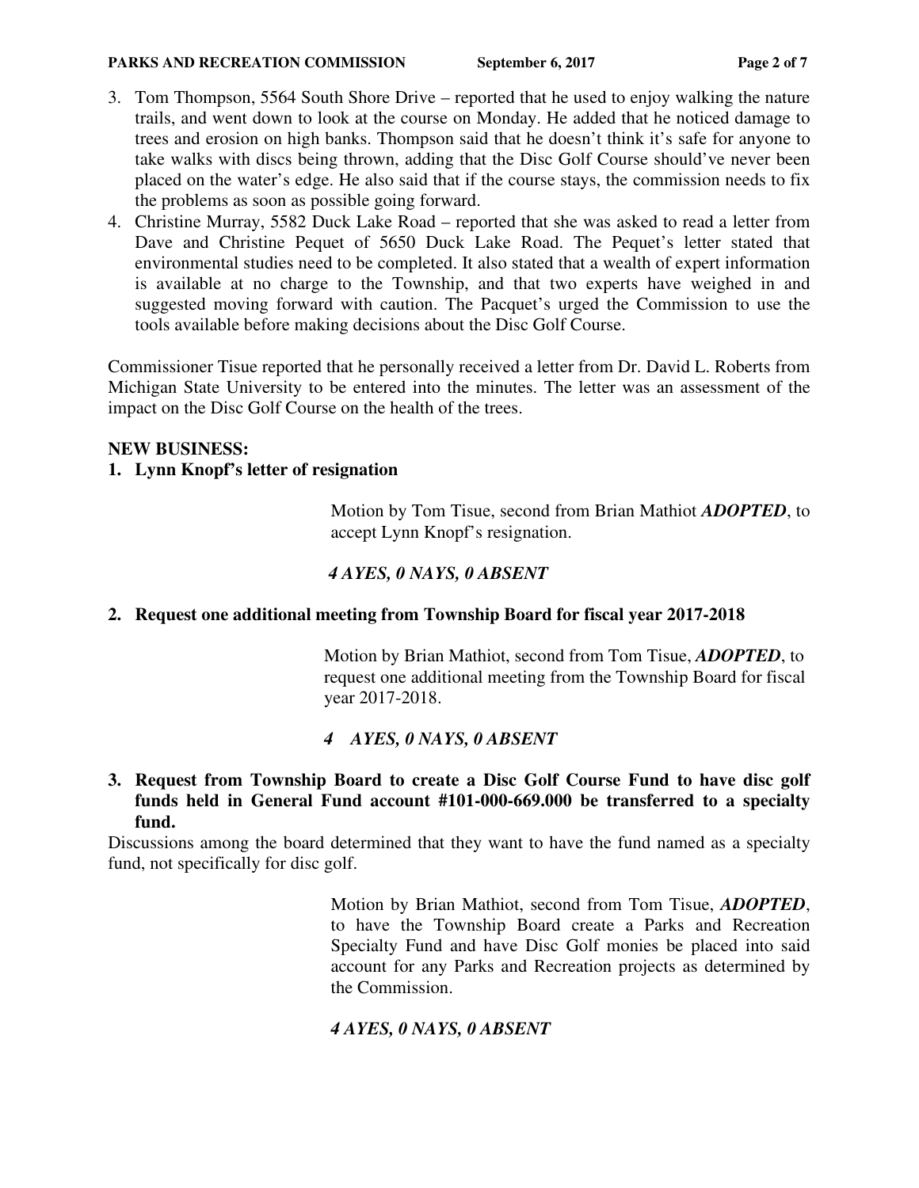3. Tom Thompson, 5564 South Shore Drive – reported that he used to enjoy walking the nature trails, and went down to look at the course on Monday. He added that he noticed damage to trees and erosion on high banks. Thompson said that he doesn't think it's safe for anyone to take walks with discs being thrown, adding that the Disc Golf Course should've never been placed on the water's edge. He also said that if the course stays, the commission needs to fix the problems as soon as possible going forward.
4. Christine Murray, 5582 Duck Lake Road – reported that she was asked to read a letter from Dave and Christine Pequet of 5650 Duck Lake Road. The Pequet's letter stated that environmental studies need to be completed. It also stated that a wealth of expert information is available at no charge to the Township, and that two experts have weighed in and suggested moving forward with caution. The Pacquet's urged the Commission to use the tools available before making decisions about the Disc Golf Course.

Commissioner Tisue reported that he personally received a letter from Dr. David L. Roberts from Michigan State University to be entered into the minutes. The letter was an assessment of the impact on the Disc Golf Course on the health of the trees.

**NEW BUSINESS:**

**1. Lynn Knopf's letter of resignation**

Motion by Tom Tisue, second from Brian Mathiot ***ADOPTED***, to accept Lynn Knopf's resignation.

***4 AYES, 0 NAYS, 0 ABSENT***

**2. Request one additional meeting from Township Board for fiscal year 2017-2018**

Motion by Brian Mathiot, second from Tom Tisue, ***ADOPTED***, to request one additional meeting from the Township Board for fiscal year 2017-2018.

***4 AYES, 0 NAYS, 0 ABSENT***

**3. Request from Township Board to create a Disc Golf Course Fund to have disc golf funds held in General Fund account #101-000-669.000 be transferred to a specialty fund.**

Discussions among the board determined that they want to have the fund named as a specialty fund, not specifically for disc golf.

Motion by Brian Mathiot, second from Tom Tisue, ***ADOPTED***, to have the Township Board create a Parks and Recreation Specialty Fund and have Disc Golf monies be placed into said account for any Parks and Recreation projects as determined by the Commission.

***4 AYES, 0 NAYS, 0 ABSENT***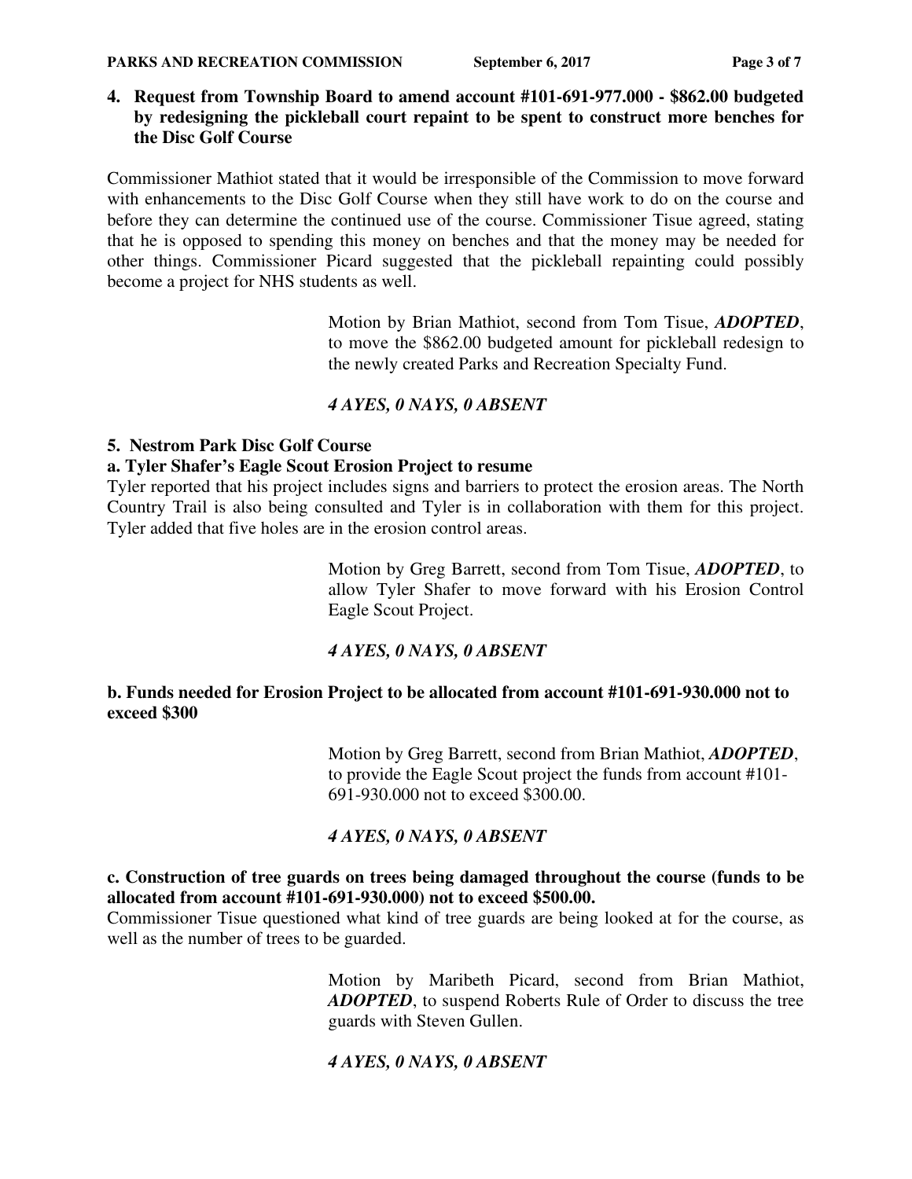**4. Request from Township Board to amend account #101-691-977.000 - $862.00 budgeted by redesigning the pickleball court repaint to be spent to construct more benches for the Disc Golf Course**

Commissioner Mathiot stated that it would be irresponsible of the Commission to move forward with enhancements to the Disc Golf Course when they still have work to do on the course and before they can determine the continued use of the course. Commissioner Tisue agreed, stating that he is opposed to spending this money on benches and that the money may be needed for other things. Commissioner Picard suggested that the pickleball repainting could possibly become a project for NHS students as well.

> Motion by Brian Mathiot, second from Tom Tisue, ***ADOPTED***, to move the $862.00 budgeted amount for pickleball redesign to the newly created Parks and Recreation Specialty Fund.
>
> ***4 AYES, 0 NAYS, 0 ABSENT***

**5. Nestrom Park Disc Golf Course**

**a. Tyler Shafer's Eagle Scout Erosion Project to resume**

Tyler reported that his project includes signs and barriers to protect the erosion areas. The North Country Trail is also being consulted and Tyler is in collaboration with them for this project. Tyler added that five holes are in the erosion control areas.

> Motion by Greg Barrett, second from Tom Tisue, ***ADOPTED***, to allow Tyler Shafer to move forward with his Erosion Control Eagle Scout Project.
>
> ***4 AYES, 0 NAYS, 0 ABSENT***

**b. Funds needed for Erosion Project to be allocated from account #101-691-930.000 not to exceed $300**

> Motion by Greg Barrett, second from Brian Mathiot, ***ADOPTED***, to provide the Eagle Scout project the funds from account #101-691-930.000 not to exceed $300.00.
>
> ***4 AYES, 0 NAYS, 0 ABSENT***

**c. Construction of tree guards on trees being damaged throughout the course (funds to be allocated from account #101-691-930.000) not to exceed $500.00.**

Commissioner Tisue questioned what kind of tree guards are being looked at for the course, as well as the number of trees to be guarded.

> Motion by Maribeth Picard, second from Brian Mathiot, ***ADOPTED***, to suspend Roberts Rule of Order to discuss the tree guards with Steven Gullen.
>
> ***4 AYES, 0 NAYS, 0 ABSENT***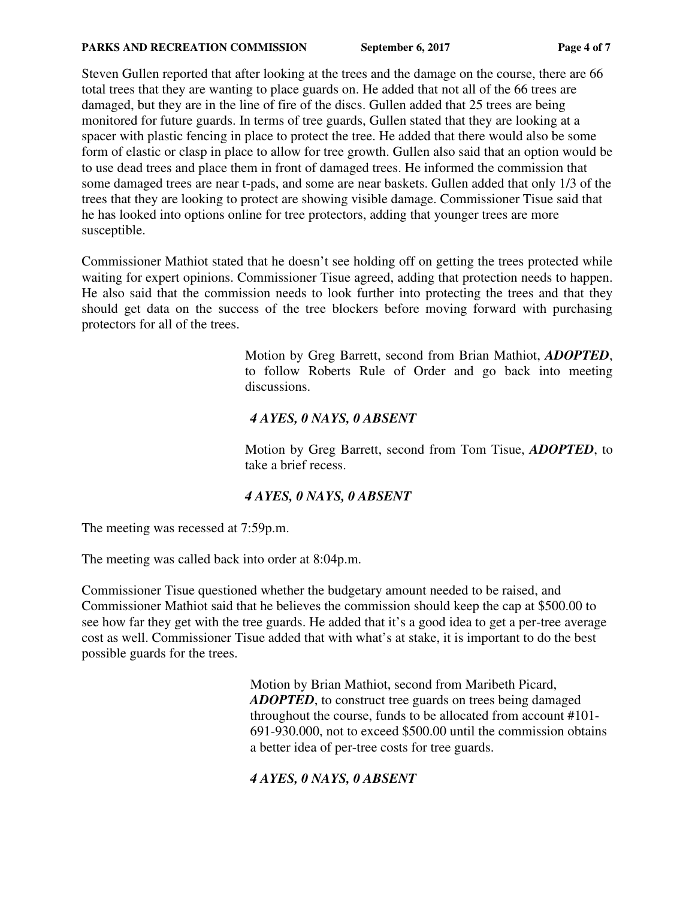Steven Gullen reported that after looking at the trees and the damage on the course, there are 66 total trees that they are wanting to place guards on. He added that not all of the 66 trees are damaged, but they are in the line of fire of the discs. Gullen added that 25 trees are being monitored for future guards. In terms of tree guards, Gullen stated that they are looking at a spacer with plastic fencing in place to protect the tree. He added that there would also be some form of elastic or clasp in place to allow for tree growth. Gullen also said that an option would be to use dead trees and place them in front of damaged trees. He informed the commission that some damaged trees are near t-pads, and some are near baskets. Gullen added that only 1/3 of the trees that they are looking to protect are showing visible damage. Commissioner Tisue said that he has looked into options online for tree protectors, adding that younger trees are more susceptible.

Commissioner Mathiot stated that he doesn't see holding off on getting the trees protected while waiting for expert opinions. Commissioner Tisue agreed, adding that protection needs to happen. He also said that the commission needs to look further into protecting the trees and that they should get data on the success of the tree blockers before moving forward with purchasing protectors for all of the trees.

> Motion by Greg Barrett, second from Brian Mathiot, ***ADOPTED***, to follow Roberts Rule of Order and go back into meeting discussions.
>
> ***4 AYES, 0 NAYS, 0 ABSENT***
>
> Motion by Greg Barrett, second from Tom Tisue, ***ADOPTED***, to take a brief recess.
>
> ***4 AYES, 0 NAYS, 0 ABSENT***

The meeting was recessed at 7:59p.m.

The meeting was called back into order at 8:04p.m.

Commissioner Tisue questioned whether the budgetary amount needed to be raised, and Commissioner Mathiot said that he believes the commission should keep the cap at $500.00 to see how far they get with the tree guards. He added that it's a good idea to get a per-tree average cost as well. Commissioner Tisue added that with what's at stake, it is important to do the best possible guards for the trees.

> Motion by Brian Mathiot, second from Maribeth Picard, ***ADOPTED***, to construct tree guards on trees being damaged throughout the course, funds to be allocated from account #101-691-930.000, not to exceed $500.00 until the commission obtains a better idea of per-tree costs for tree guards.
>
> ***4 AYES, 0 NAYS, 0 ABSENT***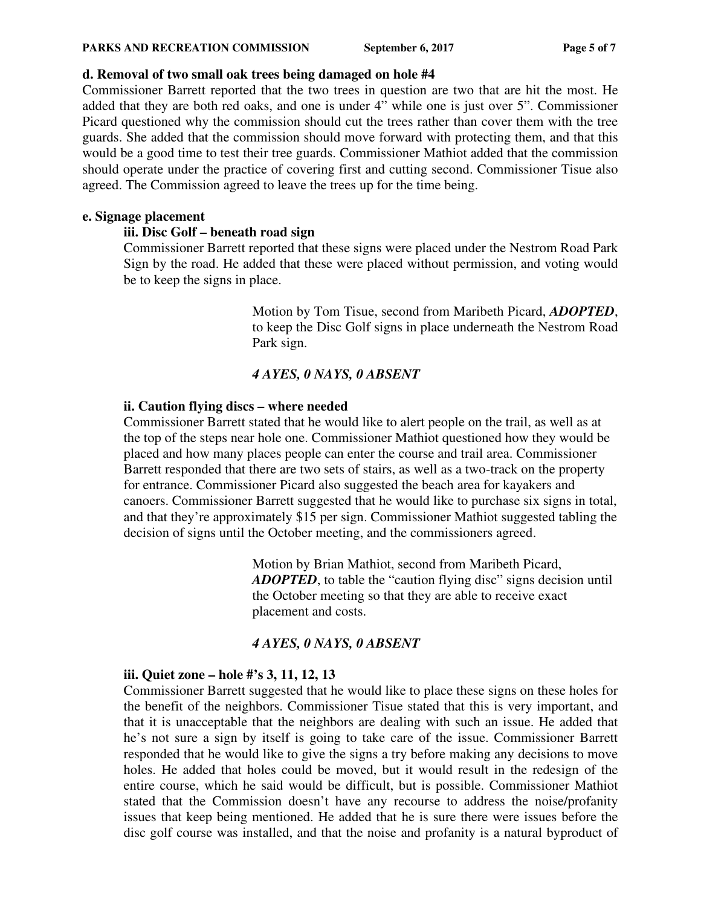**d. Removal of two small oak trees being damaged on hole #4**

Commissioner Barrett reported that the two trees in question are two that are hit the most. He added that they are both red oaks, and one is under 4" while one is just over 5". Commissioner Picard questioned why the commission should cut the trees rather than cover them with the tree guards. She added that the commission should move forward with protecting them, and that this would be a good time to test their tree guards. Commissioner Mathiot added that the commission should operate under the practice of covering first and cutting second. Commissioner Tisue also agreed. The Commission agreed to leave the trees up for the time being.

**e. Signage placement**

**iii. Disc Golf – beneath road sign**

Commissioner Barrett reported that these signs were placed under the Nestrom Road Park Sign by the road. He added that these were placed without permission, and voting would be to keep the signs in place.

> Motion by Tom Tisue, second from Maribeth Picard, ***ADOPTED***, to keep the Disc Golf signs in place underneath the Nestrom Road Park sign.
>
> ***4 AYES, 0 NAYS, 0 ABSENT***

**ii. Caution flying discs – where needed**

Commissioner Barrett stated that he would like to alert people on the trail, as well as at the top of the steps near hole one. Commissioner Mathiot questioned how they would be placed and how many places people can enter the course and trail area. Commissioner Barrett responded that there are two sets of stairs, as well as a two-track on the property for entrance. Commissioner Picard also suggested the beach area for kayakers and canoers. Commissioner Barrett suggested that he would like to purchase six signs in total, and that they're approximately $15 per sign. Commissioner Mathiot suggested tabling the decision of signs until the October meeting, and the commissioners agreed.

> Motion by Brian Mathiot, second from Maribeth Picard, ***ADOPTED***, to table the "caution flying disc" signs decision until the October meeting so that they are able to receive exact placement and costs.
>
> ***4 AYES, 0 NAYS, 0 ABSENT***

**iii. Quiet zone – hole #'s 3, 11, 12, 13**

Commissioner Barrett suggested that he would like to place these signs on these holes for the benefit of the neighbors. Commissioner Tisue stated that this is very important, and that it is unacceptable that the neighbors are dealing with such an issue. He added that he's not sure a sign by itself is going to take care of the issue. Commissioner Barrett responded that he would like to give the signs a try before making any decisions to move holes. He added that holes could be moved, but it would result in the redesign of the entire course, which he said would be difficult, but is possible. Commissioner Mathiot stated that the Commission doesn't have any recourse to address the noise/profanity issues that keep being mentioned. He added that he is sure there were issues before the disc golf course was installed, and that the noise and profanity is a natural byproduct of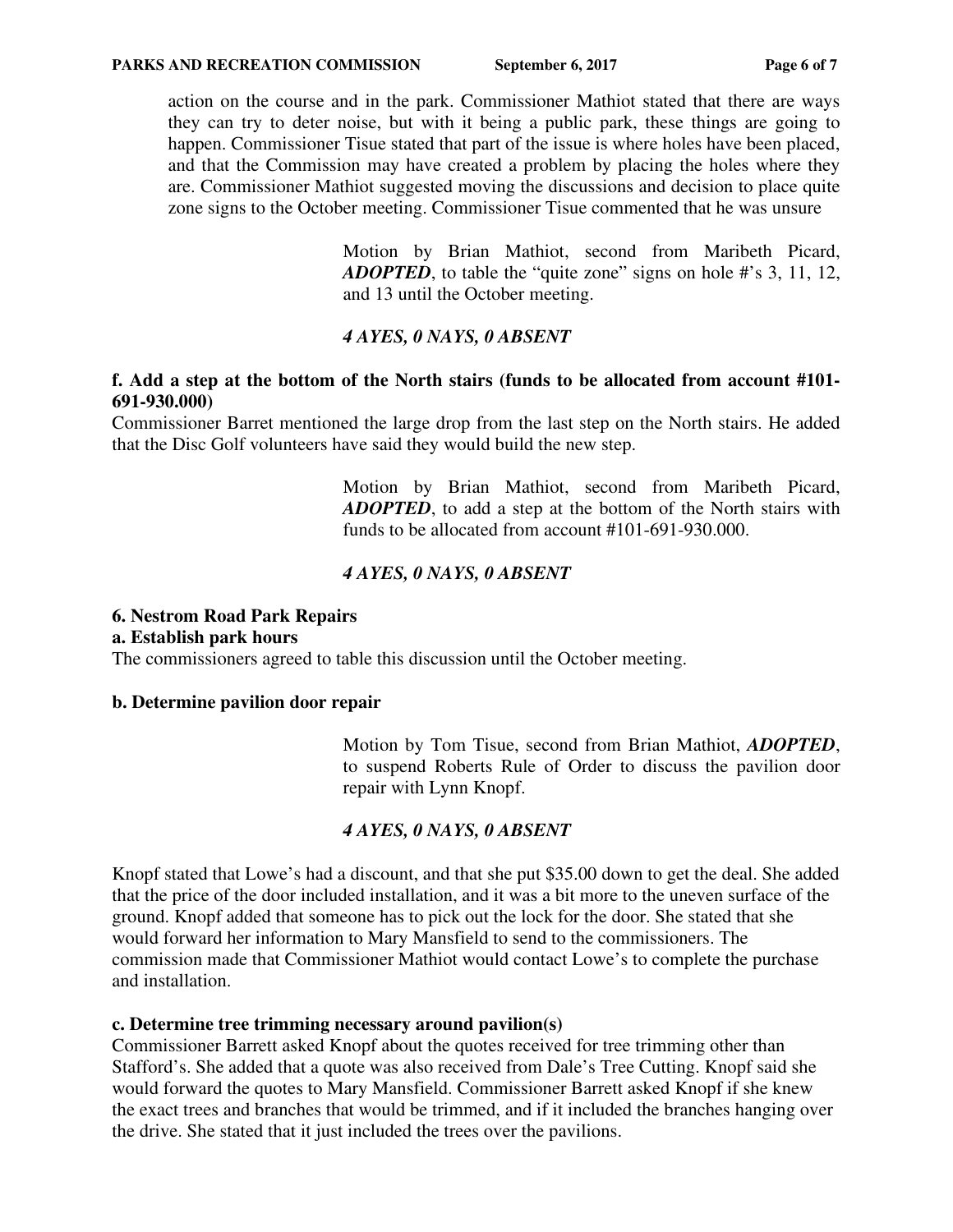action on the course and in the park. Commissioner Mathiot stated that there are ways they can try to deter noise, but with it being a public park, these things are going to happen. Commissioner Tisue stated that part of the issue is where holes have been placed, and that the Commission may have created a problem by placing the holes where they are. Commissioner Mathiot suggested moving the discussions and decision to place quite zone signs to the October meeting. Commissioner Tisue commented that he was unsure

> Motion by Brian Mathiot, second from Maribeth Picard, ***ADOPTED***, to table the "quite zone" signs on hole #'s 3, 11, 12, and 13 until the October meeting.
>
> ***4 AYES, 0 NAYS, 0 ABSENT***

**f. Add a step at the bottom of the North stairs (funds to be allocated from account #101-691-930.000)**

Commissioner Barret mentioned the large drop from the last step on the North stairs. He added that the Disc Golf volunteers have said they would build the new step.

> Motion by Brian Mathiot, second from Maribeth Picard, ***ADOPTED***, to add a step at the bottom of the North stairs with funds to be allocated from account #101-691-930.000.
>
> ***4 AYES, 0 NAYS, 0 ABSENT***

**6. Nestrom Road Park Repairs**

**a. Establish park hours**

The commissioners agreed to table this discussion until the October meeting.

**b. Determine pavilion door repair**

> Motion by Tom Tisue, second from Brian Mathiot, ***ADOPTED***, to suspend Roberts Rule of Order to discuss the pavilion door repair with Lynn Knopf.
>
> ***4 AYES, 0 NAYS, 0 ABSENT***

Knopf stated that Lowe's had a discount, and that she put $35.00 down to get the deal. She added that the price of the door included installation, and it was a bit more to the uneven surface of the ground. Knopf added that someone has to pick out the lock for the door. She stated that she would forward her information to Mary Mansfield to send to the commissioners. The commission made that Commissioner Mathiot would contact Lowe's to complete the purchase and installation.

**c. Determine tree trimming necessary around pavilion(s)**

Commissioner Barrett asked Knopf about the quotes received for tree trimming other than Stafford's. She added that a quote was also received from Dale's Tree Cutting. Knopf said she would forward the quotes to Mary Mansfield. Commissioner Barrett asked Knopf if she knew the exact trees and branches that would be trimmed, and if it included the branches hanging over the drive. She stated that it just included the trees over the pavilions.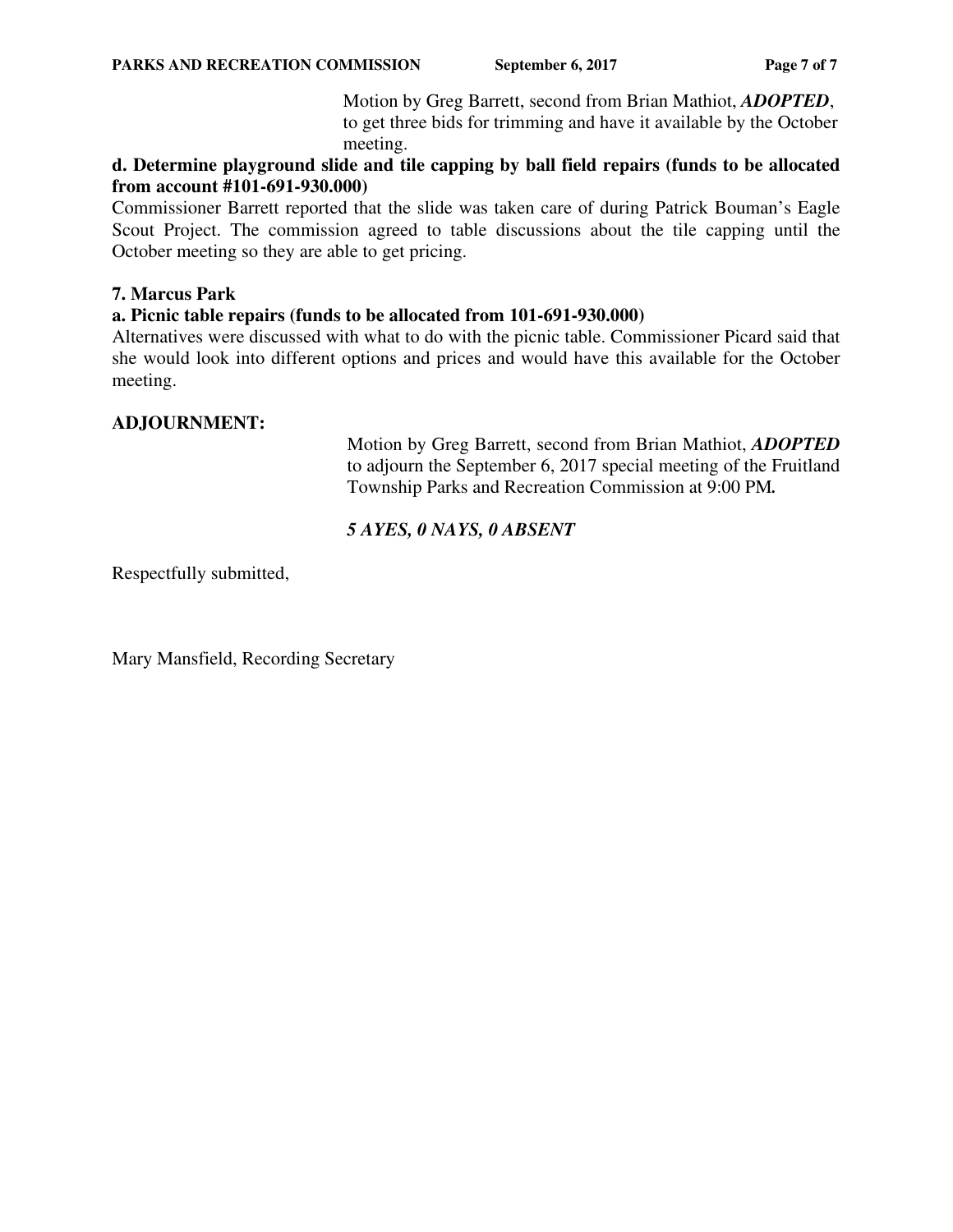Motion by Greg Barrett, second from Brian Mathiot, ***ADOPTED***, to get three bids for trimming and have it available by the October meeting.

**d. Determine playground slide and tile capping by ball field repairs (funds to be allocated from account #101-691-930.000)**

Commissioner Barrett reported that the slide was taken care of during Patrick Bouman's Eagle Scout Project. The commission agreed to table discussions about the tile capping until the October meeting so they are able to get pricing.

**7. Marcus Park**

**a. Picnic table repairs (funds to be allocated from 101-691-930.000)**

Alternatives were discussed with what to do with the picnic table. Commissioner Picard said that she would look into different options and prices and would have this available for the October meeting.

**ADJOURNMENT:**

Motion by Greg Barrett, second from Brian Mathiot, ***ADOPTED*** to adjourn the September 6, 2017 special meeting of the Fruitland Township Parks and Recreation Commission at 9:00 PM**.**

***5 AYES, 0 NAYS, 0 ABSENT***

Respectfully submitted,

Mary Mansfield, Recording Secretary